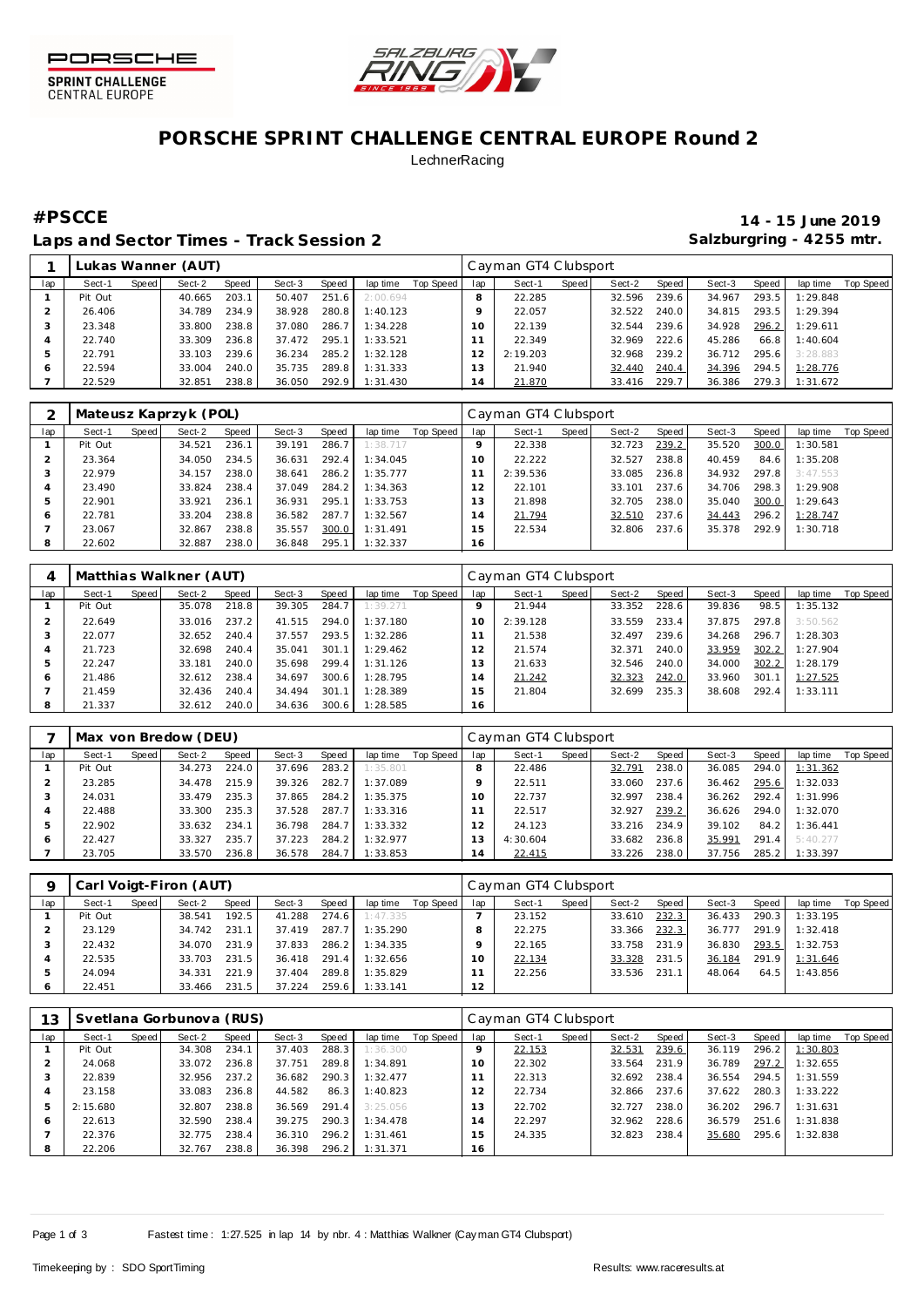# PORSCHE SPRINT CHALLENGE CENTRAL EUROPE Round 2

LechnerRacing

## #PSCCE

**Laps and Sector Times - Track Session 2**

**14 - 15 June 2019**

**Salzburgring - 4255 mtr.**

| 1 | Lukas Wanner (AUT) | | | | | | | | Cayman GT4 Clubsport | | | | | | | | |
|---|---|---|---|---|---|---|---|---|---|---|---|---|---|---|---|---|---|
| lap | Sect-1 | Speed | Sect-2 | Speed | Sect-3 | Speed | lap time | Top Speed | lap | Sect-1 | Speed | Sect-2 | Speed | Sect-3 | Speed | lap time | Top Speed |
| 1 | Pit Out | | 40.665 | 203.1 | 50.407 | 251.6 | 2:00.694 | | 8 | 22.285 | | 32.596 | 239.6 | 34.967 | 293.5 | 1:29.848 | |
| 2 | 26.406 | | 34.789 | 234.9 | 38.928 | 280.8 | 1:40.123 | | 9 | 22.057 | | 32.522 | 240.0 | 34.815 | 293.5 | 1:29.394 | |
| 3 | 23.348 | | 33.800 | 238.8 | 37.080 | 286.7 | 1:34.228 | | 10 | 22.139 | | 32.544 | 239.6 | 34.928 | 296.2 | 1:29.611 | |
| 4 | 22.740 | | 33.309 | 236.8 | 37.472 | 295.1 | 1:33.521 | | 11 | 22.349 | | 32.969 | 222.6 | 45.286 | 66.8 | 1:40.604 | |
| 5 | 22.791 | | 33.103 | 239.6 | 36.234 | 285.2 | 1:32.128 | | 12 | 2:19.203 | | 32.968 | 239.2 | 36.712 | 295.6 | 3:28.883 | |
| 6 | 22.594 | | 33.004 | 240.0 | 35.735 | 289.8 | 1:31.333 | | 13 | 21.940 | | 32.440 | 240.4 | 34.396 | 294.5 | 1:28.776 | |
| 7 | 22.529 | | 32.851 | 238.8 | 36.050 | 292.9 | 1:31.430 | | 14 | 21.870 | | 33.416 | 229.7 | 36.386 | 279.3 | 1:31.672 | |

| 2 | Mateusz Kaprzyk (POL) | | | | | | | | Cayman GT4 Clubsport | | | | | | | | |
|---|---|---|---|---|---|---|---|---|---|---|---|---|---|---|---|---|---|
| lap | Sect-1 | Speed | Sect-2 | Speed | Sect-3 | Speed | lap time | Top Speed | lap | Sect-1 | Speed | Sect-2 | Speed | Sect-3 | Speed | lap time | Top Speed |
| 1 | Pit Out | | 34.521 | 236.1 | 39.191 | 286.7 | 1:38.717 | | 9 | 22.338 | | 32.723 | 239.2 | 35.520 | 300.0 | 1:30.581 | |
| 2 | 23.364 | | 34.050 | 234.5 | 36.631 | 292.4 | 1:34.045 | | 10 | 22.222 | | 32.527 | 238.8 | 40.459 | 84.6 | 1:35.208 | |
| 3 | 22.979 | | 34.157 | 238.0 | 38.641 | 286.2 | 1:35.777 | | 11 | 2:39.536 | | 33.085 | 236.8 | 34.932 | 297.8 | 3:47.553 | |
| 4 | 23.490 | | 33.824 | 238.4 | 37.049 | 284.2 | 1:34.363 | | 12 | 22.101 | | 33.101 | 237.6 | 34.706 | 298.3 | 1:29.908 | |
| 5 | 22.901 | | 33.921 | 236.1 | 36.931 | 295.1 | 1:33.753 | | 13 | 21.898 | | 32.705 | 238.0 | 35.040 | 300.0 | 1:29.643 | |
| 6 | 22.781 | | 33.204 | 238.8 | 36.582 | 287.7 | 1:32.567 | | 14 | 21.794 | | 32.510 | 237.6 | 34.443 | 296.2 | 1:28.747 | |
| 7 | 23.067 | | 32.867 | 238.8 | 35.557 | 300.0 | 1:31.491 | | 15 | 22.534 | | 32.806 | 237.6 | 35.378 | 292.9 | 1:30.718 | |
| 8 | 22.602 | | 32.887 | 238.0 | 36.848 | 295.1 | 1:32.337 | | 16 | | | | | | | | |

| 4 | Matthias Walkner (AUT) | | | | | | | | Cayman GT4 Clubsport | | | | | | | | |
|---|---|---|---|---|---|---|---|---|---|---|---|---|---|---|---|---|---|
| lap | Sect-1 | Speed | Sect-2 | Speed | Sect-3 | Speed | lap time | Top Speed | lap | Sect-1 | Speed | Sect-2 | Speed | Sect-3 | Speed | lap time | Top Speed |
| 1 | Pit Out | | 35.078 | 218.8 | 39.305 | 284.7 | 1:39.271 | | 9 | 21.944 | | 33.352 | 228.6 | 39.836 | 98.5 | 1:35.132 | |
| 2 | 22.649 | | 33.016 | 237.2 | 41.515 | 294.0 | 1:37.180 | | 10 | 2:39.128 | | 33.559 | 233.4 | 37.875 | 297.8 | 3:50.562 | |
| 3 | 22.077 | | 32.652 | 240.4 | 37.557 | 293.5 | 1:32.286 | | 11 | 21.538 | | 32.497 | 239.6 | 34.268 | 296.7 | 1:28.303 | |
| 4 | 21.723 | | 32.698 | 240.4 | 35.041 | 301.1 | 1:29.462 | | 12 | 21.574 | | 32.371 | 240.0 | 33.959 | 302.2 | 1:27.904 | |
| 5 | 22.247 | | 33.181 | 240.0 | 35.698 | 299.4 | 1:31.126 | | 13 | 21.633 | | 32.546 | 240.0 | 34.000 | 302.2 | 1:28.179 | |
| 6 | 21.486 | | 32.612 | 238.4 | 34.697 | 300.6 | 1:28.795 | | 14 | 21.242 | | 32.323 | 242.0 | 33.960 | 301.1 | 1:27.525 | |
| 7 | 21.459 | | 32.436 | 240.4 | 34.494 | 301.1 | 1:28.389 | | 15 | 21.804 | | 32.699 | 235.3 | 38.608 | 292.4 | 1:33.111 | |
| 8 | 21.337 | | 32.612 | 240.0 | 34.636 | 300.6 | 1:28.585 | | 16 | | | | | | | | |

| 7 | Max von Bredow (DEU) | | | | | | | | Cayman GT4 Clubsport | | | | | | | | |
|---|---|---|---|---|---|---|---|---|---|---|---|---|---|---|---|---|---|
| lap | Sect-1 | Speed | Sect-2 | Speed | Sect-3 | Speed | lap time | Top Speed | lap | Sect-1 | Speed | Sect-2 | Speed | Sect-3 | Speed | lap time | Top Speed |
| 1 | Pit Out | | 34.273 | 224.0 | 37.696 | 283.2 | 1:35.801 | | 8 | 22.486 | | 32.791 | 238.0 | 36.085 | 294.0 | 1:31.362 | |
| 2 | 23.285 | | 34.478 | 215.9 | 39.326 | 282.7 | 1:37.089 | | 9 | 22.511 | | 33.060 | 237.6 | 36.462 | 295.6 | 1:32.033 | |
| 3 | 24.031 | | 33.479 | 235.3 | 37.865 | 284.2 | 1:35.375 | | 10 | 22.737 | | 32.997 | 238.4 | 36.262 | 292.4 | 1:31.996 | |
| 4 | 22.488 | | 33.300 | 235.3 | 37.528 | 287.7 | 1:33.316 | | 11 | 22.517 | | 32.927 | 239.2 | 36.626 | 294.0 | 1:32.070 | |
| 5 | 22.902 | | 33.632 | 234.1 | 36.798 | 284.7 | 1:33.332 | | 12 | 24.123 | | 33.216 | 234.9 | 39.102 | 84.2 | 1:36.441 | |
| 6 | 22.427 | | 33.327 | 235.7 | 37.223 | 284.2 | 1:32.977 | | 13 | 4:30.604 | | 33.682 | 236.8 | 35.991 | 291.4 | 5:40.277 | |
| 7 | 23.705 | | 33.570 | 236.8 | 36.578 | 284.7 | 1:33.853 | | 14 | 22.415 | | 33.226 | 238.0 | 37.756 | 285.2 | 1:33.397 | |

| 9 | Carl Voigt-Firon (AUT) | | | | | | | | Cayman GT4 Clubsport | | | | | | | | |
|---|---|---|---|---|---|---|---|---|---|---|---|---|---|---|---|---|---|
| lap | Sect-1 | Speed | Sect-2 | Speed | Sect-3 | Speed | lap time | Top Speed | lap | Sect-1 | Speed | Sect-2 | Speed | Sect-3 | Speed | lap time | Top Speed |
| 1 | Pit Out | | 38.541 | 192.5 | 41.288 | 274.6 | 1:47.335 | | 7 | 23.152 | | 33.610 | 232.3 | 36.433 | 290.3 | 1:33.195 | |
| 2 | 23.129 | | 34.742 | 231.1 | 37.419 | 287.7 | 1:35.290 | | 8 | 22.275 | | 33.366 | 232.3 | 36.777 | 291.9 | 1:32.418 | |
| 3 | 22.432 | | 34.070 | 231.9 | 37.833 | 286.2 | 1:34.335 | | 9 | 22.165 | | 33.758 | 231.9 | 36.830 | 293.5 | 1:32.753 | |
| 4 | 22.535 | | 33.703 | 231.5 | 36.418 | 291.4 | 1:32.656 | | 10 | 22.134 | | 33.328 | 231.5 | 36.184 | 291.9 | 1:31.646 | |
| 5 | 24.094 | | 34.331 | 221.9 | 37.404 | 289.8 | 1:35.829 | | 11 | 22.256 | | 33.536 | 231.1 | 48.064 | 64.5 | 1:43.856 | |
| 6 | 22.451 | | 33.466 | 231.5 | 37.224 | 259.6 | 1:33.141 | | 12 | | | | | | | | |

| 13 | Svetlana Gorbunova (RUS) | | | | | | | | Cayman GT4 Clubsport | | | | | | | | |
|---|---|---|---|---|---|---|---|---|---|---|---|---|---|---|---|---|---|
| lap | Sect-1 | Speed | Sect-2 | Speed | Sect-3 | Speed | lap time | Top Speed | lap | Sect-1 | Speed | Sect-2 | Speed | Sect-3 | Speed | lap time | Top Speed |
| 1 | Pit Out | | 34.308 | 234.1 | 37.403 | 288.3 | 1:36.300 | | 9 | 22.153 | | 32.531 | 239.6 | 36.119 | 296.2 | 1:30.803 | |
| 2 | 24.068 | | 33.072 | 236.8 | 37.751 | 289.8 | 1:34.891 | | 10 | 22.302 | | 33.564 | 231.9 | 36.789 | 297.2 | 1:32.655 | |
| 3 | 22.839 | | 32.956 | 237.2 | 36.682 | 290.3 | 1:32.477 | | 11 | 22.313 | | 32.692 | 238.4 | 36.554 | 294.5 | 1:31.559 | |
| 4 | 23.158 | | 33.083 | 236.8 | 44.582 | 86.3 | 1:40.823 | | 12 | 22.734 | | 32.866 | 237.6 | 37.622 | 280.3 | 1:33.222 | |
| 5 | 2:15.680 | | 32.807 | 238.8 | 36.569 | 291.4 | 3:25.056 | | 13 | 22.702 | | 32.727 | 238.0 | 36.202 | 296.7 | 1:31.631 | |
| 6 | 22.613 | | 32.590 | 238.4 | 39.275 | 290.3 | 1:34.478 | | 14 | 22.297 | | 32.962 | 228.6 | 36.579 | 251.6 | 1:31.838 | |
| 7 | 22.376 | | 32.775 | 238.4 | 36.310 | 296.2 | 1:31.461 | | 15 | 24.335 | | 32.823 | 238.4 | 35.680 | 295.6 | 1:32.838 | |
| 8 | 22.206 | | 32.767 | 238.8 | 36.398 | 296.2 | 1:31.371 | | 16 | | | | | | | | |

Fastest time : 1:27.525 in lap 14 by nbr. 4 : Matthias Walkner (Cayman GT4 Clubsport)

Timekeeping by : SDO SportTiming

Results: www.raceresults.at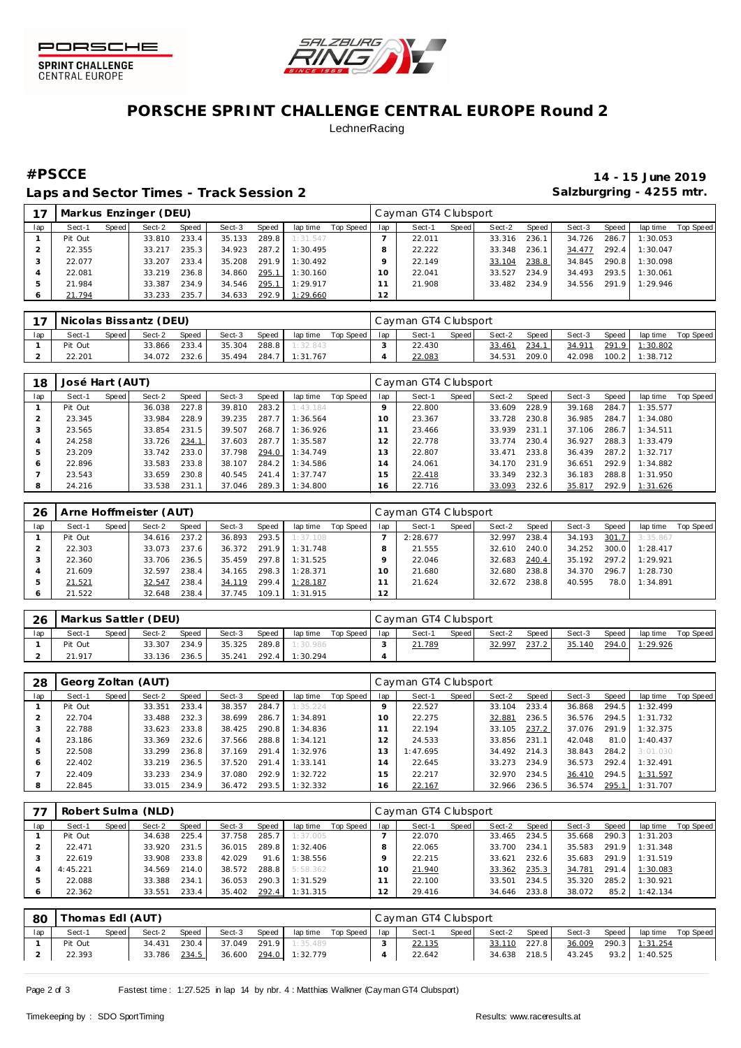# PORSCHE SPRINT CHALLENGE CENTRAL EUROPE Round 2

LechnerRacing

## #PSCCE

**14 - 15 June 2019**

**Laps and Sector Times - Track Session 2**

**Salzburgring - 4255 mtr.**

| 17 | Markus Enzinger (DEU) | | | | | | | | | Cayman GT4 Clubsport | | | | | | | | |
|---|---|---|---|---|---|---|---|---|---|---|---|---|---|---|---|---|---|---|
| lap | Sect-1 | Speed | Sect-2 | Speed | Sect-3 | Speed | lap time | Top Speed | lap | Sect-1 | Speed | Sect-2 | Speed | Sect-3 | Speed | lap time | Top Speed |
| 1 | Pit Out | | 33.810 | 233.4 | 35.133 | 289.8 | 1:31.547 | | 7 | 22.011 | | 33.316 | 236.1 | 34.726 | 286.7 | 1:30.053 | |
| 2 | 22.355 | | 33.217 | 235.3 | 34.923 | 287.2 | 1:30.495 | | 8 | 22.222 | | 33.348 | 236.1 | 34.477 | 292.4 | 1:30.047 | |
| 3 | 22.077 | | 33.207 | 233.4 | 35.208 | 291.9 | 1:30.492 | | 9 | 22.149 | | 33.104 | 238.8 | 34.845 | 290.8 | 1:30.098 | |
| 4 | 22.081 | | 33.219 | 236.8 | 34.860 | 295.1 | 1:30.160 | | 10 | 22.041 | | 33.527 | 234.9 | 34.493 | 293.5 | 1:30.061 | |
| 5 | 21.984 | | 33.387 | 234.9 | 34.546 | 295.1 | 1:29.917 | | 11 | 21.908 | | 33.482 | 234.9 | 34.556 | 291.9 | 1:29.946 | |
| 6 | 21.794 | | 33.233 | 235.7 | 34.633 | 292.9 | 1:29.660 | | 12 | | | | | | | | |

| 17 | Nicolas Bissantz (DEU) | | | | | | | | | Cayman GT4 Clubsport | | | | | | | | |
|---|---|---|---|---|---|---|---|---|---|---|---|---|---|---|---|---|---|---|
| lap | Sect-1 | Speed | Sect-2 | Speed | Sect-3 | Speed | lap time | Top Speed | lap | Sect-1 | Speed | Sect-2 | Speed | Sect-3 | Speed | lap time | Top Speed |
| 1 | Pit Out | | 33.866 | 233.4 | 35.304 | 288.8 | 1:32.843 | | 3 | 22.430 | | 33.461 | 234.1 | 34.911 | 291.9 | 1:30.802 | |
| 2 | 22.201 | | 34.072 | 232.6 | 35.494 | 284.7 | 1:31.767 | | 4 | 22.083 | | 34.531 | 209.0 | 42.098 | 100.2 | 1:38.712 | |

| 18 | José Hart (AUT) | | | | | | | | | Cayman GT4 Clubsport | | | | | | | | |
|---|---|---|---|---|---|---|---|---|---|---|---|---|---|---|---|---|---|---|
| lap | Sect-1 | Speed | Sect-2 | Speed | Sect-3 | Speed | lap time | Top Speed | lap | Sect-1 | Speed | Sect-2 | Speed | Sect-3 | Speed | lap time | Top Speed |
| 1 | Pit Out | | 36.038 | 227.8 | 39.810 | 283.2 | 1:43.184 | | 9 | 22.800 | | 33.609 | 228.9 | 39.168 | 284.7 | 1:35.577 | |
| 2 | 23.345 | | 33.984 | 228.9 | 39.235 | 287.7 | 1:36.564 | | 10 | 23.367 | | 33.728 | 230.8 | 36.985 | 284.7 | 1:34.080 | |
| 3 | 23.565 | | 33.854 | 231.5 | 39.507 | 268.7 | 1:36.926 | | 11 | 23.466 | | 33.939 | 231.1 | 37.106 | 286.7 | 1:34.511 | |
| 4 | 24.258 | | 33.726 | 234.1 | 37.603 | 287.7 | 1:35.587 | | 12 | 22.778 | | 33.774 | 230.4 | 36.927 | 288.3 | 1:33.479 | |
| 5 | 23.209 | | 33.742 | 233.0 | 37.798 | 294.0 | 1:34.749 | | 13 | 22.807 | | 33.471 | 233.8 | 36.439 | 287.2 | 1:32.717 | |
| 6 | 22.896 | | 33.583 | 233.8 | 38.107 | 284.2 | 1:34.586 | | 14 | 24.061 | | 34.170 | 231.9 | 36.651 | 292.9 | 1:34.882 | |
| 7 | 23.543 | | 33.659 | 230.8 | 40.545 | 241.4 | 1:37.747 | | 15 | 22.418 | | 33.349 | 232.3 | 36.183 | 288.8 | 1:31.950 | |
| 8 | 24.216 | | 33.538 | 231.1 | 37.046 | 289.3 | 1:34.800 | | 16 | 22.716 | | 33.093 | 232.6 | 35.817 | 292.9 | 1:31.626 | |

| 26 | Arne Hoffmeister (AUT) | | | | | | | | | Cayman GT4 Clubsport | | | | | | | | |
|---|---|---|---|---|---|---|---|---|---|---|---|---|---|---|---|---|---|---|
| lap | Sect-1 | Speed | Sect-2 | Speed | Sect-3 | Speed | lap time | Top Speed | lap | Sect-1 | Speed | Sect-2 | Speed | Sect-3 | Speed | lap time | Top Speed |
| 1 | Pit Out | | 34.616 | 237.2 | 36.893 | 293.5 | 1:37.108 | | 7 | 2:28.677 | | 32.997 | 238.4 | 34.193 | 301.7 | 3:35.867 | |
| 2 | 22.303 | | 33.073 | 237.6 | 36.372 | 291.9 | 1:31.748 | | 8 | 21.555 | | 32.610 | 240.0 | 34.252 | 300.0 | 1:28.417 | |
| 3 | 22.360 | | 33.706 | 236.5 | 35.459 | 297.8 | 1:31.525 | | 9 | 22.046 | | 32.683 | 240.4 | 35.192 | 297.2 | 1:29.921 | |
| 4 | 21.609 | | 32.597 | 238.4 | 34.165 | 298.3 | 1:28.371 | | 10 | 21.680 | | 32.680 | 238.8 | 34.370 | 296.7 | 1:28.730 | |
| 5 | 21.521 | | 32.547 | 238.4 | 34.119 | 299.4 | 1:28.187 | | 11 | 21.624 | | 32.672 | 238.8 | 40.595 | 78.0 | 1:34.891 | |
| 6 | 21.522 | | 32.648 | 238.4 | 37.745 | 109.1 | 1:31.915 | | 12 | | | | | | | | |

| 26 | Markus Sattler (DEU) | | | | | | | | | Cayman GT4 Clubsport | | | | | | | | |
|---|---|---|---|---|---|---|---|---|---|---|---|---|---|---|---|---|---|---|
| lap | Sect-1 | Speed | Sect-2 | Speed | Sect-3 | Speed | lap time | Top Speed | lap | Sect-1 | Speed | Sect-2 | Speed | Sect-3 | Speed | lap time | Top Speed |
| 1 | Pit Out | | 33.307 | 234.9 | 35.325 | 289.8 | 1:30.986 | | 3 | 21.789 | | 32.997 | 237.2 | 35.140 | 294.0 | 1:29.926 | |
| 2 | 21.917 | | 33.136 | 236.5 | 35.241 | 292.4 | 1:30.294 | | 4 | | | | | | | | |

| 28 | Georg Zoltan (AUT) | | | | | | | | | Cayman GT4 Clubsport | | | | | | | | |
|---|---|---|---|---|---|---|---|---|---|---|---|---|---|---|---|---|---|---|
| lap | Sect-1 | Speed | Sect-2 | Speed | Sect-3 | Speed | lap time | Top Speed | lap | Sect-1 | Speed | Sect-2 | Speed | Sect-3 | Speed | lap time | Top Speed |
| 1 | Pit Out | | 33.351 | 233.4 | 38.357 | 284.7 | 1:35.224 | | 9 | 22.527 | | 33.104 | 233.4 | 36.868 | 294.5 | 1:32.499 | |
| 2 | 22.704 | | 33.488 | 232.3 | 38.699 | 286.7 | 1:34.891 | | 10 | 22.275 | | 32.881 | 236.5 | 36.576 | 294.5 | 1:31.732 | |
| 3 | 22.788 | | 33.623 | 233.8 | 38.425 | 290.8 | 1:34.836 | | 11 | 22.194 | | 33.105 | 237.2 | 37.076 | 291.9 | 1:32.375 | |
| 4 | 23.186 | | 33.369 | 232.6 | 37.566 | 288.8 | 1:34.121 | | 12 | 24.533 | | 33.856 | 231.1 | 42.048 | 81.0 | 1:40.437 | |
| 5 | 22.508 | | 33.299 | 236.8 | 37.169 | 291.4 | 1:32.976 | | 13 | 1:47.695 | | 34.492 | 214.3 | 38.843 | 284.2 | 3:01.030 | |
| 6 | 22.402 | | 33.219 | 236.5 | 37.520 | 291.4 | 1:33.141 | | 14 | 22.645 | | 33.273 | 234.9 | 36.573 | 292.4 | 1:32.491 | |
| 7 | 22.409 | | 33.233 | 234.9 | 37.080 | 292.9 | 1:32.722 | | 15 | 22.217 | | 32.970 | 234.5 | 36.410 | 294.5 | 1:31.597 | |
| 8 | 22.845 | | 33.015 | 234.9 | 36.472 | 293.5 | 1:32.332 | | 16 | 22.167 | | 32.966 | 236.5 | 36.574 | 295.1 | 1:31.707 | |

| 77 | Robert Sulma (NLD) | | | | | | | | | Cayman GT4 Clubsport | | | | | | | | |
|---|---|---|---|---|---|---|---|---|---|---|---|---|---|---|---|---|---|---|
| lap | Sect-1 | Speed | Sect-2 | Speed | Sect-3 | Speed | lap time | Top Speed | lap | Sect-1 | Speed | Sect-2 | Speed | Sect-3 | Speed | lap time | Top Speed |
| 1 | Pit Out | | 34.638 | 225.4 | 37.758 | 285.7 | 1:37.005 | | 7 | 22.070 | | 33.465 | 234.5 | 35.668 | 290.3 | 1:31.203 | |
| 2 | 22.471 | | 33.920 | 231.5 | 36.015 | 289.8 | 1:32.406 | | 8 | 22.065 | | 33.700 | 234.1 | 35.583 | 291.9 | 1:31.348 | |
| 3 | 22.619 | | 33.908 | 233.8 | 42.029 | 91.6 | 1:38.556 | | 9 | 22.215 | | 33.621 | 232.6 | 35.683 | 291.9 | 1:31.519 | |
| 4 | 4:45.221 | | 34.569 | 214.0 | 38.572 | 288.8 | 5:58.362 | | 10 | 21.940 | | 33.362 | 235.3 | 34.781 | 291.4 | 1:30.083 | |
| 5 | 22.088 | | 33.388 | 234.1 | 36.053 | 290.3 | 1:31.529 | | 11 | 22.100 | | 33.501 | 234.5 | 35.320 | 285.2 | 1:30.921 | |
| 6 | 22.362 | | 33.551 | 233.4 | 35.402 | 292.4 | 1:31.315 | | 12 | 29.416 | | 34.646 | 233.8 | 38.072 | 85.2 | 1:42.134 | |

| 80 | Thomas Edl (AUT) | | | | | | | | | Cayman GT4 Clubsport | | | | | | | | |
|---|---|---|---|---|---|---|---|---|---|---|---|---|---|---|---|---|---|---|
| lap | Sect-1 | Speed | Sect-2 | Speed | Sect-3 | Speed | lap time | Top Speed | lap | Sect-1 | Speed | Sect-2 | Speed | Sect-3 | Speed | lap time | Top Speed |
| 1 | Pit Out | | 34.431 | 230.4 | 37.049 | 291.9 | 1:35.489 | | 3 | 22.135 | | 33.110 | 227.8 | 36.009 | 290.3 | 1:31.254 | |
| 2 | 22.393 | | 33.786 | 234.5 | 36.600 | 294.0 | 1:32.779 | | 4 | 22.642 | | 34.638 | 218.5 | 43.245 | 93.2 | 1:40.525 | |

Fastest time : 1:27.525 in lap 14 by nbr. 4 : Matthias Walkner (Cayman GT4 Clubsport)

Timekeeping by : SDO SportTiming

Results: www.raceresults.at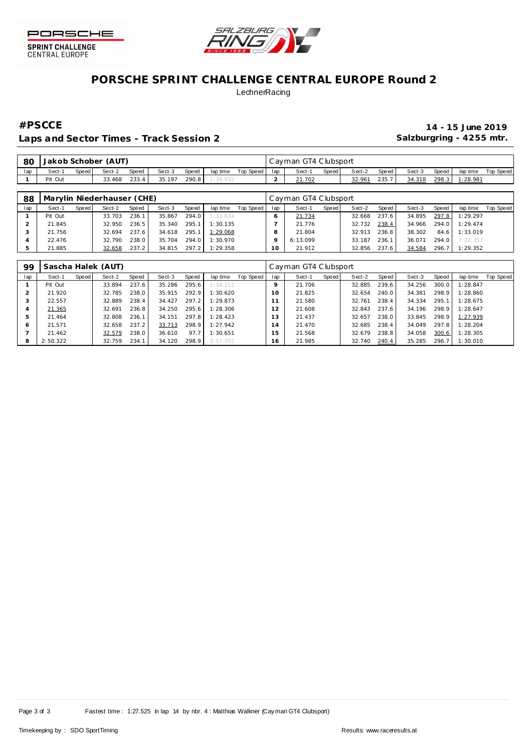# PORSCHE SPRINT CHALLENGE CENTRAL EUROPE Round 2

LechnerRacing

## #PSCCE

## Laps and Sector Times - Track Session 2

**14 - 15 June 2019**
**Salzburgring - 4255 mtr.**

### 80 Jakob Schober (AUT) — Cayman GT4 Clubsport

| lap | Sect-1 | Speed | Sect-2 | Speed | Sect-3 | Speed | lap time | Top Speed | lap | Sect-1 | Speed | Sect-2 | Speed | Sect-3 | Speed | lap time | Top Speed |
|---|---|---|---|---|---|---|---|---|---|---|---|---|---|---|---|---|---|
| 1 | Pit Out | | 33.468 | 233.4 | 35.197 | 290.8 | 1:34.932 | | 2 | 21.702 | | 32.961 | 235.7 | 34.318 | 298.3 | 1:28.981 | |

### 88 Marylin Niederhauser (CHE) — Cayman GT4 Clubsport

| lap | Sect-1 | Speed | Sect-2 | Speed | Sect-3 | Speed | lap time | Top Speed | lap | Sect-1 | Speed | Sect-2 | Speed | Sect-3 | Speed | lap time | Top Speed |
|---|---|---|---|---|---|---|---|---|---|---|---|---|---|---|---|---|---|
| 1 | Pit Out | | 33.703 | 236.1 | 35.867 | 294.0 | 1:33.634 | | 6 | 21.734 | | 32.668 | 237.6 | 34.895 | 297.8 | 1:29.297 | |
| 2 | 21.845 | | 32.950 | 236.5 | 35.340 | 295.1 | 1:30.135 | | 7 | 21.776 | | 32.732 | 238.4 | 34.966 | 294.0 | 1:29.474 | |
| 3 | 21.756 | | 32.694 | 237.6 | 34.618 | 295.1 | 1:29.068 | | 8 | 21.804 | | 32.913 | 236.8 | 38.302 | 84.6 | 1:33.019 | |
| 4 | 22.476 | | 32.790 | 238.0 | 35.704 | 294.0 | 1:30.970 | | 9 | 6:13.099 | | 33.187 | 236.1 | 36.071 | 294.0 | 7:22.357 | |
| 5 | 21.885 | | 32.658 | 237.2 | 34.815 | 297.2 | 1:29.358 | | 10 | 21.912 | | 32.856 | 237.6 | 34.584 | 296.7 | 1:29.352 | |

### 99 Sascha Halek (AUT) — Cayman GT4 Clubsport

| lap | Sect-1 | Speed | Sect-2 | Speed | Sect-3 | Speed | lap time | Top Speed | lap | Sect-1 | Speed | Sect-2 | Speed | Sect-3 | Speed | lap time | Top Speed |
|---|---|---|---|---|---|---|---|---|---|---|---|---|---|---|---|---|---|
| 1 | Pit Out | | 33.894 | 237.6 | 35.286 | 295.6 | 1:34.211 | | 9 | 21.706 | | 32.885 | 239.6 | 34.256 | 300.0 | 1:28.847 | |
| 2 | 21.920 | | 32.785 | 238.0 | 35.915 | 292.9 | 1:30.620 | | 10 | 21.825 | | 32.654 | 240.0 | 34.381 | 298.9 | 1:28.860 | |
| 3 | 22.557 | | 32.889 | 238.4 | 34.427 | 297.2 | 1:29.873 | | 11 | 21.580 | | 32.761 | 238.4 | 34.334 | 295.1 | 1:28.675 | |
| 4 | 21.365 | | 32.691 | 236.8 | 34.250 | 295.6 | 1:28.306 | | 12 | 21.608 | | 32.843 | 237.6 | 34.196 | 298.9 | 1:28.647 | |
| 5 | 21.464 | | 32.808 | 236.1 | 34.151 | 297.8 | 1:28.423 | | 13 | 21.437 | | 32.657 | 238.0 | 33.845 | 298.9 | 1:27.939 | |
| 6 | 21.571 | | 32.658 | 237.2 | 33.713 | 298.9 | 1:27.942 | | 14 | 21.470 | | 32.685 | 238.4 | 34.049 | 297.8 | 1:28.204 | |
| 7 | 21.462 | | 32.579 | 238.0 | 36.610 | 97.7 | 1:30.651 | | 15 | 21.568 | | 32.679 | 238.8 | 34.058 | 300.6 | 1:28.305 | |
| 8 | 2:50.322 | | 32.759 | 234.1 | 34.120 | 298.9 | 3:57.201 | | 16 | 21.985 | | 32.740 | 240.4 | 35.285 | 296.7 | 1:30.010 | |

Fastest time : 1:27.525 in lap 14 by nbr. 4 : Matthias Walkner (Cayman GT4 Clubsport)

Timekeeping by : SDO SportTiming

Results: www.raceresults.at